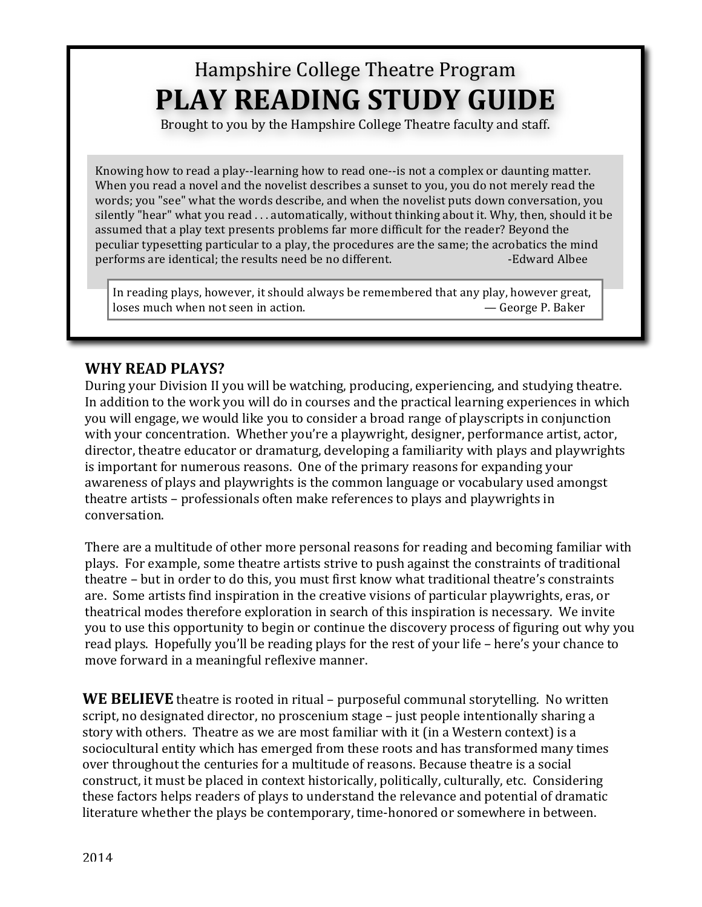Hampshire College Theatre Program

# PLAY READING STUDY GUIDE

Brought to you by the Hampshire College Theatre faculty and staff.

> Knowing how to read a play--learning how to read one--is not a complex or daunting matter. When you read a novel and the novelist describes a sunset to you, you do not merely read the words; you "see" what the words describe, and when the novelist puts down conversation, you silently "hear" what you read . . . automatically, without thinking about it. Why, then, should it be assumed that a play text presents problems far more difficult for the reader? Beyond the peculiar typesetting particular to a play, the procedures are the same; the acrobatics the mind performs are identical; the results need be no different. -Edward Albee

> In reading plays, however, it should always be remembered that any play, however great, loses much when not seen in action. — George P. Baker

## WHY READ PLAYS?

During your Division II you will be watching, producing, experiencing, and studying theatre. In addition to the work you will do in courses and the practical learning experiences in which you will engage, we would like you to consider a broad range of playscripts in conjunction with your concentration. Whether you're a playwright, designer, performance artist, actor, director, theatre educator or dramaturg, developing a familiarity with plays and playwrights is important for numerous reasons. One of the primary reasons for expanding your awareness of plays and playwrights is the common language or vocabulary used amongst theatre artists – professionals often make references to plays and playwrights in conversation.

There are a multitude of other more personal reasons for reading and becoming familiar with plays. For example, some theatre artists strive to push against the constraints of traditional theatre – but in order to do this, you must first know what traditional theatre's constraints are. Some artists find inspiration in the creative visions of particular playwrights, eras, or theatrical modes therefore exploration in search of this inspiration is necessary. We invite you to use this opportunity to begin or continue the discovery process of figuring out why you read plays. Hopefully you'll be reading plays for the rest of your life – here's your chance to move forward in a meaningful reflexive manner.

**WE BELIEVE** theatre is rooted in ritual – purposeful communal storytelling. No written script, no designated director, no proscenium stage – just people intentionally sharing a story with others. Theatre as we are most familiar with it (in a Western context) is a sociocultural entity which has emerged from these roots and has transformed many times over throughout the centuries for a multitude of reasons. Because theatre is a social construct, it must be placed in context historically, politically, culturally, etc. Considering these factors helps readers of plays to understand the relevance and potential of dramatic literature whether the plays be contemporary, time-honored or somewhere in between.

2014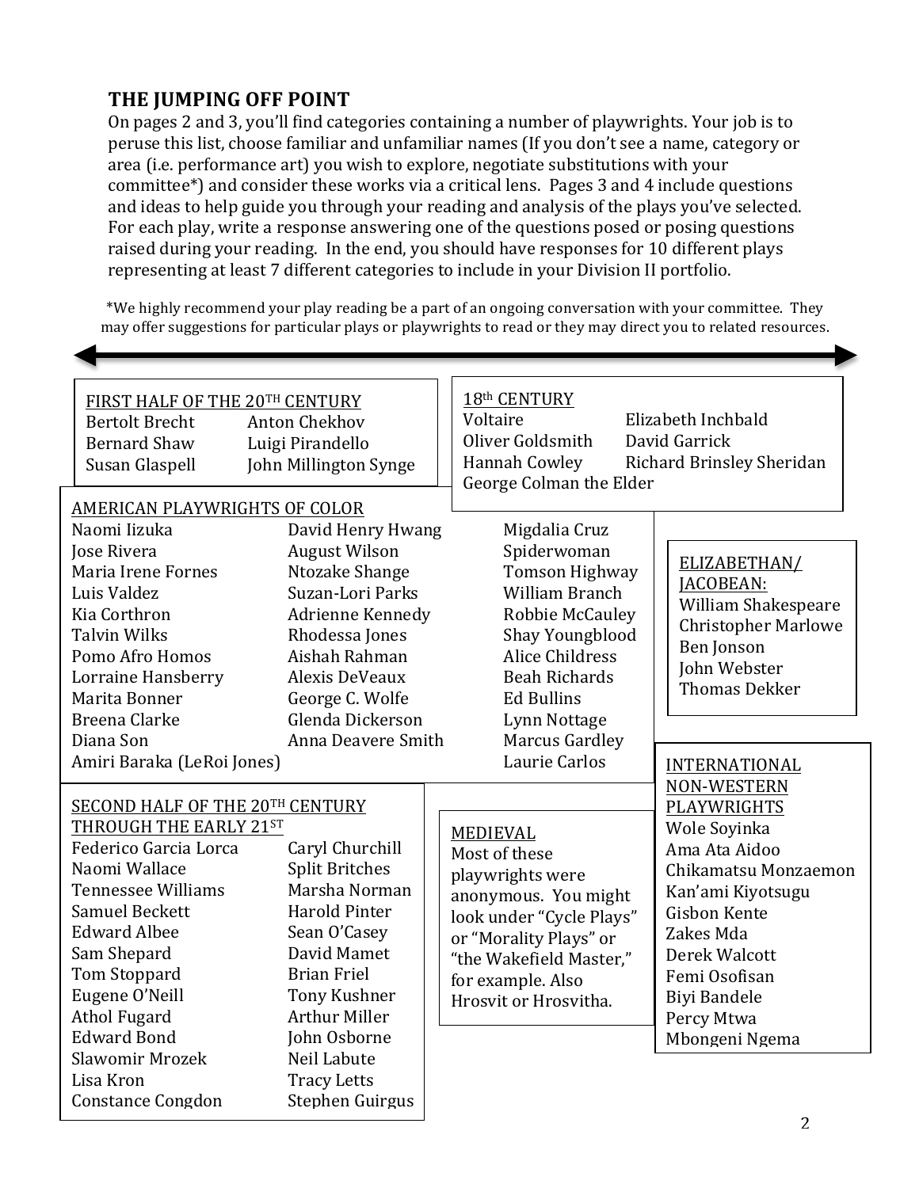## THE JUMPING OFF POINT

On pages 2 and 3, you'll find categories containing a number of playwrights. Your job is to peruse this list, choose familiar and unfamiliar names (If you don't see a name, category or area (i.e. performance art) you wish to explore, negotiate substitutions with your committee*) and consider these works via a critical lens. Pages 3 and 4 include questions and ideas to help guide you through your reading and analysis of the plays you've selected. For each play, write a response answering one of the questions posed or posing questions raised during your reading. In the end, you should have responses for 10 different plays representing at least 7 different categories to include in your Division II portfolio.

*We highly recommend your play reading be a part of an ongoing conversation with your committee. They may offer suggestions for particular plays or playwrights to read or they may direct you to related resources.

### FIRST HALF OF THE 20TH CENTURY

- Bertolt Brecht
- Anton Chekhov
- Bernard Shaw
- Luigi Pirandello
- Susan Glaspell
- John Millington Synge

### 18th CENTURY

- Voltaire
- Elizabeth Inchbald
- Oliver Goldsmith
- David Garrick
- Hannah Cowley
- Richard Brinsley Sheridan
- George Colman the Elder

### AMERICAN PLAYWRIGHTS OF COLOR

- Naomi Iizuka
- Jose Rivera
- Maria Irene Fornes
- Luis Valdez
- Kia Corthron
- Talvin Wilks
- Pomo Afro Homos
- Lorraine Hansberry
- Marita Bonner
- Breena Clarke
- Diana Son
- Amiri Baraka (LeRoi Jones)
- David Henry Hwang
- August Wilson
- Ntozake Shange
- Suzan-Lori Parks
- Adrienne Kennedy
- Rhodessa Jones
- Aishah Rahman
- Alexis DeVeaux
- George C. Wolfe
- Glenda Dickerson
- Anna Deavere Smith
- Migdalia Cruz
- Spiderwoman
- Tomson Highway
- William Branch
- Robbie McCauley
- Shay Youngblood
- Alice Childress
- Beah Richards
- Ed Bullins
- Lynn Nottage
- Marcus Gardley
- Laurie Carlos

### ELIZABETHAN/ JACOBEAN:

- William Shakespeare
- Christopher Marlowe
- Ben Jonson
- John Webster
- Thomas Dekker

### SECOND HALF OF THE 20TH CENTURY THROUGH THE EARLY 21ST

- Federico Garcia Lorca
- Naomi Wallace
- Tennessee Williams
- Samuel Beckett
- Edward Albee
- Sam Shepard
- Tom Stoppard
- Eugene O'Neill
- Athol Fugard
- Edward Bond
- Slawomir Mrozek
- Lisa Kron
- Constance Congdon
- Caryl Churchill
- Split Britches
- Marsha Norman
- Harold Pinter
- Sean O'Casey
- David Mamet
- Brian Friel
- Tony Kushner
- Arthur Miller
- John Osborne
- Neil Labute
- Tracy Letts
- Stephen Guirgus

### MEDIEVAL

Most of these playwrights were anonymous. You might look under "Cycle Plays" or "Morality Plays" or "the Wakefield Master," for example. Also Hrosvit or Hrosvitha.

### INTERNATIONAL NON-WESTERN PLAYWRIGHTS

- Wole Soyinka
- Ama Ata Aidoo
- Chikamatsu Monzaemon
- Kan'ami Kiyotsugu
- Gisbon Kente
- Zakes Mda
- Derek Walcott
- Femi Osofisan
- Biyi Bandele
- Percy Mtwa
- Mbongeni Ngema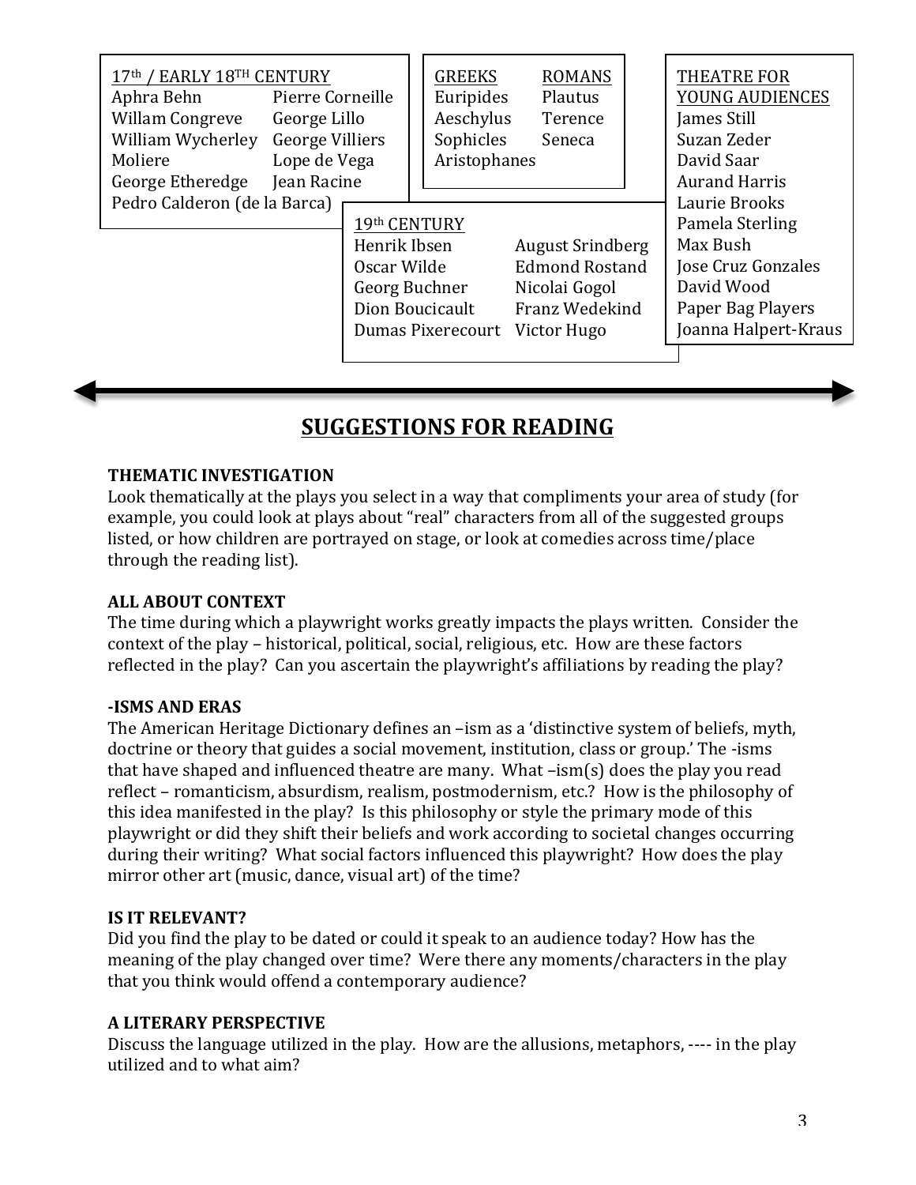**17th / EARLY 18TH CENTURY**

| | |
|---|---|
| Aphra Behn | Pierre Corneille |
| Willam Congreve | George Lillo |
| William Wycherley | George Villiers |
| Moliere | Lope de Vega |
| George Etheredge | Jean Racine |
| Pedro Calderon (de la Barca) | |

| GREEKS | ROMANS |
|---|---|
| Euripides | Plautus |
| Aeschylus | Terence |
| Sophicles | Seneca |
| Aristophanes | |

**THEATRE FOR YOUNG AUDIENCES**

- James Still
- Suzan Zeder
- David Saar
- Aurand Harris
- Laurie Brooks
- Pamela Sterling
- Max Bush
- Jose Cruz Gonzales
- David Wood
- Paper Bag Players
- Joanna Halpert-Kraus

**19th CENTURY**

| | |
|---|---|
| Henrik Ibsen | August Srindberg |
| Oscar Wilde | Edmond Rostand |
| Georg Buchner | Nicolai Gogol |
| Dion Boucicault | Franz Wedekind |
| Dumas Pixerecourt | Victor Hugo |

## SUGGESTIONS FOR READING

**THEMATIC INVESTIGATION**
Look thematically at the plays you select in a way that compliments your area of study (for example, you could look at plays about "real" characters from all of the suggested groups listed, or how children are portrayed on stage, or look at comedies across time/place through the reading list).

**ALL ABOUT CONTEXT**
The time during which a playwright works greatly impacts the plays written. Consider the context of the play – historical, political, social, religious, etc. How are these factors reflected in the play? Can you ascertain the playwright's affiliations by reading the play?

**-ISMS AND ERAS**
The American Heritage Dictionary defines an –ism as a 'distinctive system of beliefs, myth, doctrine or theory that guides a social movement, institution, class or group.' The -isms that have shaped and influenced theatre are many. What –ism(s) does the play you read reflect – romanticism, absurdism, realism, postmodernism, etc.? How is the philosophy of this idea manifested in the play? Is this philosophy or style the primary mode of this playwright or did they shift their beliefs and work according to societal changes occurring during their writing? What social factors influenced this playwright? How does the play mirror other art (music, dance, visual art) of the time?

**IS IT RELEVANT?**
Did you find the play to be dated or could it speak to an audience today? How has the meaning of the play changed over time? Were there any moments/characters in the play that you think would offend a contemporary audience?

**A LITERARY PERSPECTIVE**
Discuss the language utilized in the play. How are the allusions, metaphors, ---- in the play utilized and to what aim?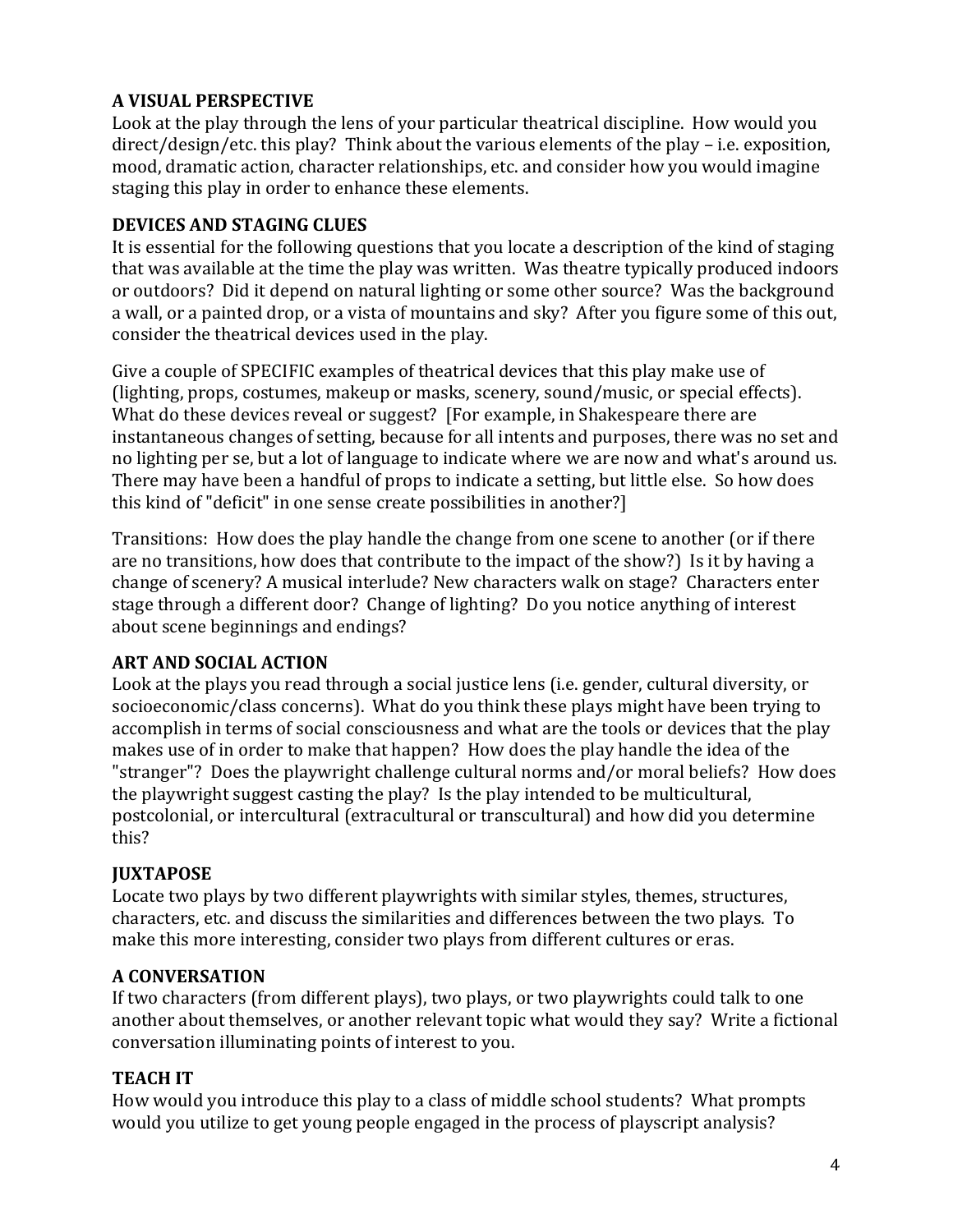### A VISUAL PERSPECTIVE

Look at the play through the lens of your particular theatrical discipline. How would you direct/design/etc. this play? Think about the various elements of the play – i.e. exposition, mood, dramatic action, character relationships, etc. and consider how you would imagine staging this play in order to enhance these elements.

### DEVICES AND STAGING CLUES

It is essential for the following questions that you locate a description of the kind of staging that was available at the time the play was written. Was theatre typically produced indoors or outdoors? Did it depend on natural lighting or some other source? Was the background a wall, or a painted drop, or a vista of mountains and sky? After you figure some of this out, consider the theatrical devices used in the play.

Give a couple of SPECIFIC examples of theatrical devices that this play make use of (lighting, props, costumes, makeup or masks, scenery, sound/music, or special effects). What do these devices reveal or suggest? [For example, in Shakespeare there are instantaneous changes of setting, because for all intents and purposes, there was no set and no lighting per se, but a lot of language to indicate where we are now and what's around us. There may have been a handful of props to indicate a setting, but little else. So how does this kind of "deficit" in one sense create possibilities in another?]

Transitions: How does the play handle the change from one scene to another (or if there are no transitions, how does that contribute to the impact of the show?) Is it by having a change of scenery? A musical interlude? New characters walk on stage? Characters enter stage through a different door? Change of lighting? Do you notice anything of interest about scene beginnings and endings?

### ART AND SOCIAL ACTION

Look at the plays you read through a social justice lens (i.e. gender, cultural diversity, or socioeconomic/class concerns). What do you think these plays might have been trying to accomplish in terms of social consciousness and what are the tools or devices that the play makes use of in order to make that happen? How does the play handle the idea of the "stranger"? Does the playwright challenge cultural norms and/or moral beliefs? How does the playwright suggest casting the play? Is the play intended to be multicultural, postcolonial, or intercultural (extracultural or transcultural) and how did you determine this?

### JUXTAPOSE

Locate two plays by two different playwrights with similar styles, themes, structures, characters, etc. and discuss the similarities and differences between the two plays. To make this more interesting, consider two plays from different cultures or eras.

### A CONVERSATION

If two characters (from different plays), two plays, or two playwrights could talk to one another about themselves, or another relevant topic what would they say? Write a fictional conversation illuminating points of interest to you.

### TEACH IT

How would you introduce this play to a class of middle school students? What prompts would you utilize to get young people engaged in the process of playscript analysis?